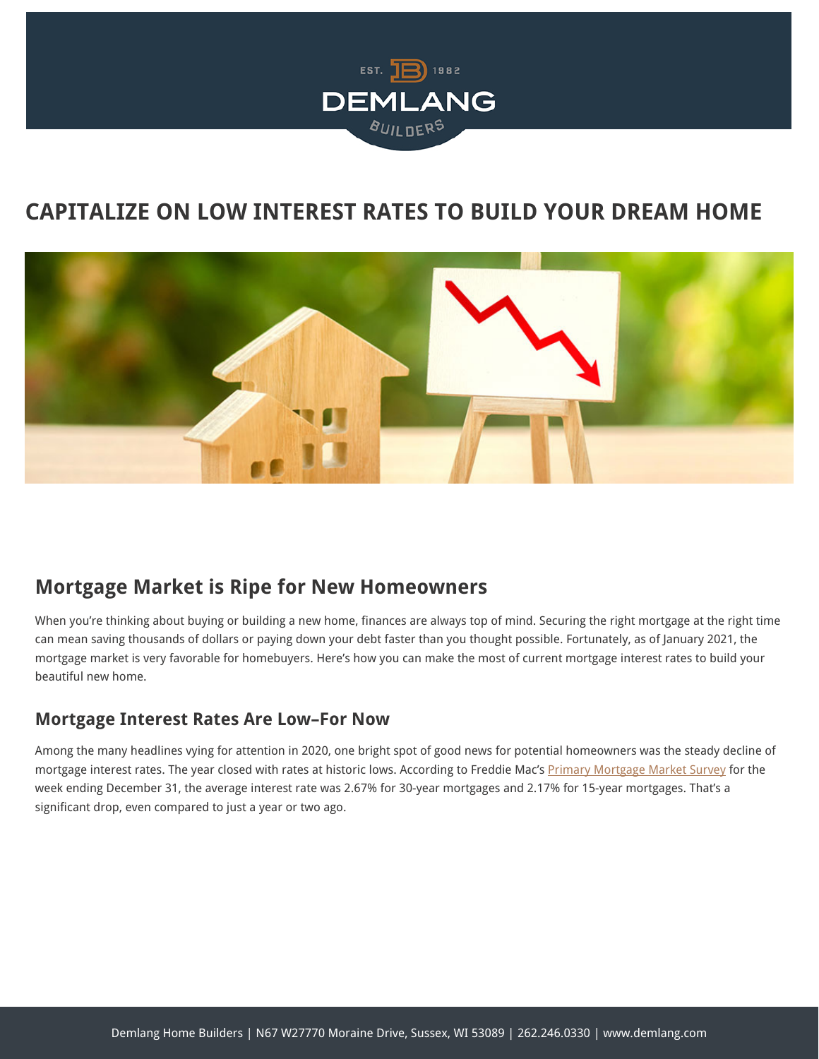# CAPITALIZE ON LOW INTEREST RATES TO BUILD YOUR DREAM HOME

## Mortgage Market is Ripe for New Homeowners

When you're thinking about buying or building a new home, finances are always top of mind. Securing the right mortgage at the right time can mean saving thousands of dollars or paying down your debt faster than you thought possible. Fortunately, as of January 2021, the mortgage market is very favorable for homebuyers. Here's how you can make the most of current mortgage interest rates to build your beautiful new home.

### Mortgage Interest Rates Are Low–For Now

Among the many headlines vying for attention in 2020, one bright spot of good news for potential homeowners was the steady decline of mortgage interest rates. The year closed with rates at historic lows. According to Freddie Mac's Primary Mortgage Market Survey for the week ending December 31, the average interest rate was 2.67% for 30-year mortgages and 2.17% for 15-year mortgages. That's a significant drop, even compared to just a year or two ago.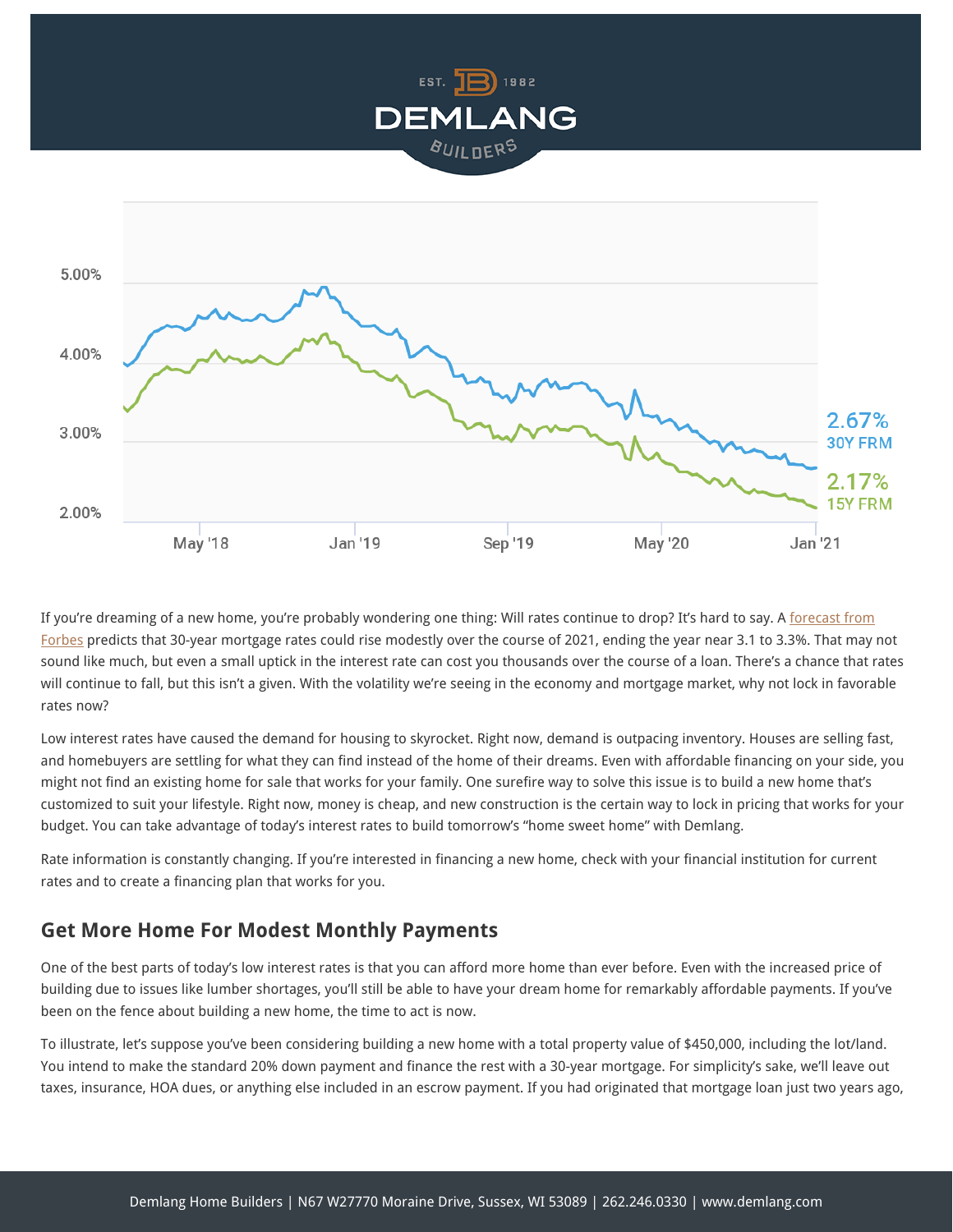If you're dreaming of a new home, you're probably wondering one thing: Will rates continue to drop? It's hard to say. A forecast from Forbes predicts that 30-year mortgage rates could rise modestly over the course of 2021, ending the year near 3.1 to 3.3%. That may not sound like much, but even a small uptick in the interest rate can cost you thousands over the course of a loan. There's a chance that rates will continue to fall, but this isn't a given. With the volatility we're seeing in the economy and mortgage market, why not lock in favorable rates now?

Low interest rates have caused the demand for housing to skyrocket. Right now, demand is outpacing inventory. Houses are selling fast, and homebuyers are settling for what they can find instead of the home of their dreams. Even with affordable financing on your side, you might not find an existing home for sale that works for your family. One surefire way to solve this issue is to build a new home that's customized to suit your lifestyle. Right now, money is cheap, and new construction is the certain way to lock in pricing that works for your budget. You can take advantage of today's interest rates to build tomorrow's "home sweet home" with Demlang.

Rate information is constantly changing. If you're interested in financing a new home, check with your financial institution for current rates and to create a financing plan that works for you.

## Get More Home For Modest Monthly Payments

One of the best parts of today's low interest rates is that you can afford more home than ever before. Even with the increased price of building due to issues like lumber shortages, you'll still be able to have your dream home for remarkably affordable payments. If you've been on the fence about building a new home, the time to act is now.

To illustrate, let's suppose you've been considering building a new home with a total property value of $450,000, including the lot/land. You intend to make the standard 20% down payment and finance the rest with a 30-year mortgage. For simplicity's sake, we'll leave out taxes, insurance, HOA dues, or anything else included in an escrow payment. If you had originated that mortgage loan just two years ago,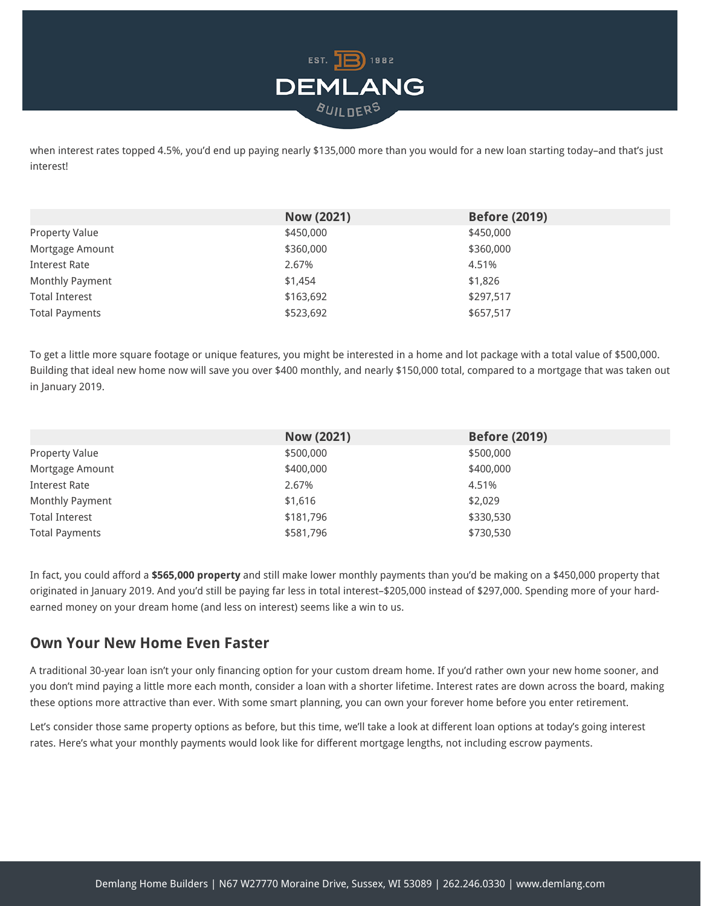when interest rates topped 4.5%, you'd end up paying nearly $135,000 more than you would for a new loan starting today–and that's just interest!

| | Now (2021) | Before (2019) |
|---|---|---|
| Property Value | $450,000 | $450,000 |
| Mortgage Amount | $360,000 | $360,000 |
| Interest Rate | 2.67% | 4.51% |
| Monthly Payment | $1,454 | $1,826 |
| Total Interest | $163,692 | $297,517 |
| Total Payments | $523,692 | $657,517 |

To get a little more square footage or unique features, you might be interested in a home and lot package with a total value of $500,000. Building that ideal new home now will save you over $400 monthly, and nearly $150,000 total, compared to a mortgage that was taken out in January 2019.

| | Now (2021) | Before (2019) |
|---|---|---|
| Property Value | $500,000 | $500,000 |
| Mortgage Amount | $400,000 | $400,000 |
| Interest Rate | 2.67% | 4.51% |
| Monthly Payment | $1,616 | $2,029 |
| Total Interest | $181,796 | $330,530 |
| Total Payments | $581,796 | $730,530 |

In fact, you could afford a **$565,000 property** and still make lower monthly payments than you'd be making on a $450,000 property that originated in January 2019. And you'd still be paying far less in total interest–$205,000 instead of $297,000. Spending more of your hard-earned money on your dream home (and less on interest) seems like a win to us.

## Own Your New Home Even Faster

A traditional 30-year loan isn't your only financing option for your custom dream home. If you'd rather own your new home sooner, and you don't mind paying a little more each month, consider a loan with a shorter lifetime. Interest rates are down across the board, making these options more attractive than ever. With some smart planning, you can own your forever home before you enter retirement.

Let's consider those same property options as before, but this time, we'll take a look at different loan options at today's going interest rates. Here's what your monthly payments would look like for different mortgage lengths, not including escrow payments.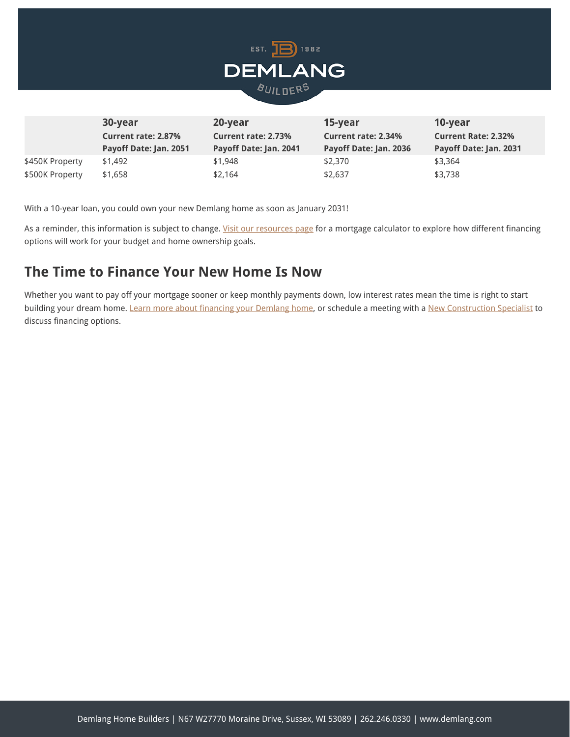| | 30-year<br>Current rate: 2.87%<br>Payoff Date: Jan. 2051 | 20-year<br>Current rate: 2.73%<br>Payoff Date: Jan. 2041 | 15-year<br>Current rate: 2.34%<br>Payoff Date: Jan. 2036 | 10-year<br>Current Rate: 2.32%<br>Payoff Date: Jan. 2031 |
|---|---|---|---|---|
| $450K Property | $1,492 | $1,948 | $2,370 | $3,364 |
| $500K Property | $1,658 | $2,164 | $2,637 | $3,738 |

With a 10-year loan, you could own your new Demlang home as soon as January 2031!

As a reminder, this information is subject to change. Visit our resources page for a mortgage calculator to explore how different financing options will work for your budget and home ownership goals.

## The Time to Finance Your New Home Is Now

Whether you want to pay off your mortgage sooner or keep monthly payments down, low interest rates mean the time is right to start building your dream home. Learn more about financing your Demlang home, or schedule a meeting with a New Construction Specialist to discuss financing options.

Demlang Home Builders | N67 W27770 Moraine Drive, Sussex, WI 53089 | 262.246.0330 | www.demlang.com